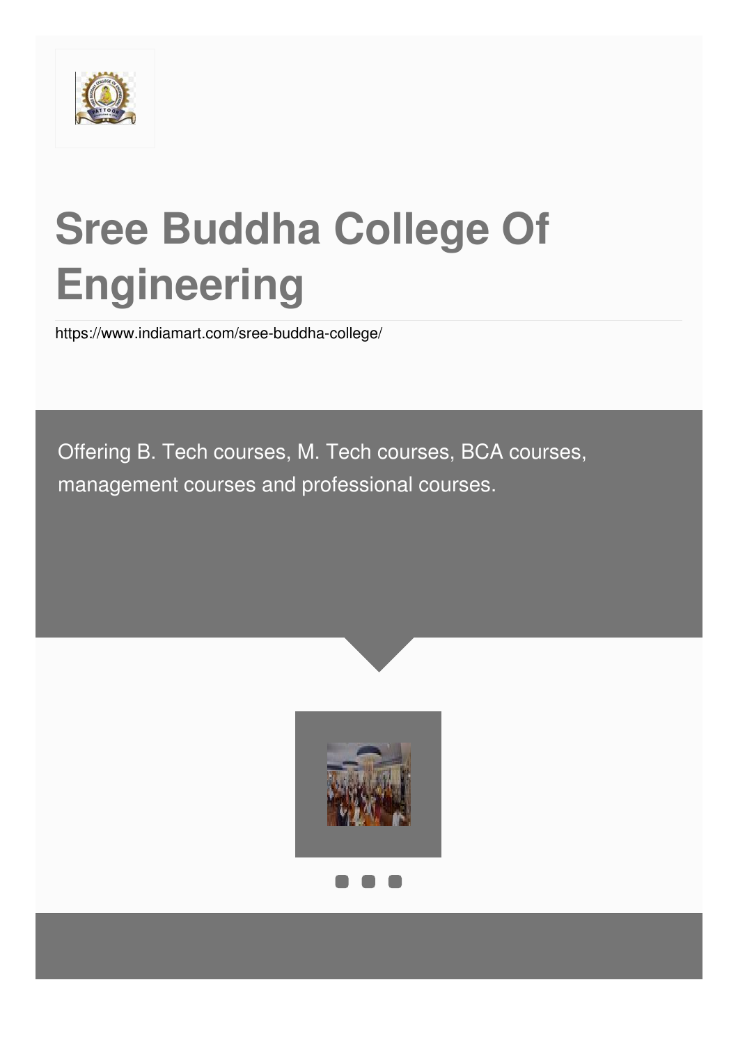# Sree Buddha College Of Engineering

https://www.indiamart.com/sree-buddha-college/

Offering B. Tech courses, M. Tech courses, BCA courses, management courses and professional courses.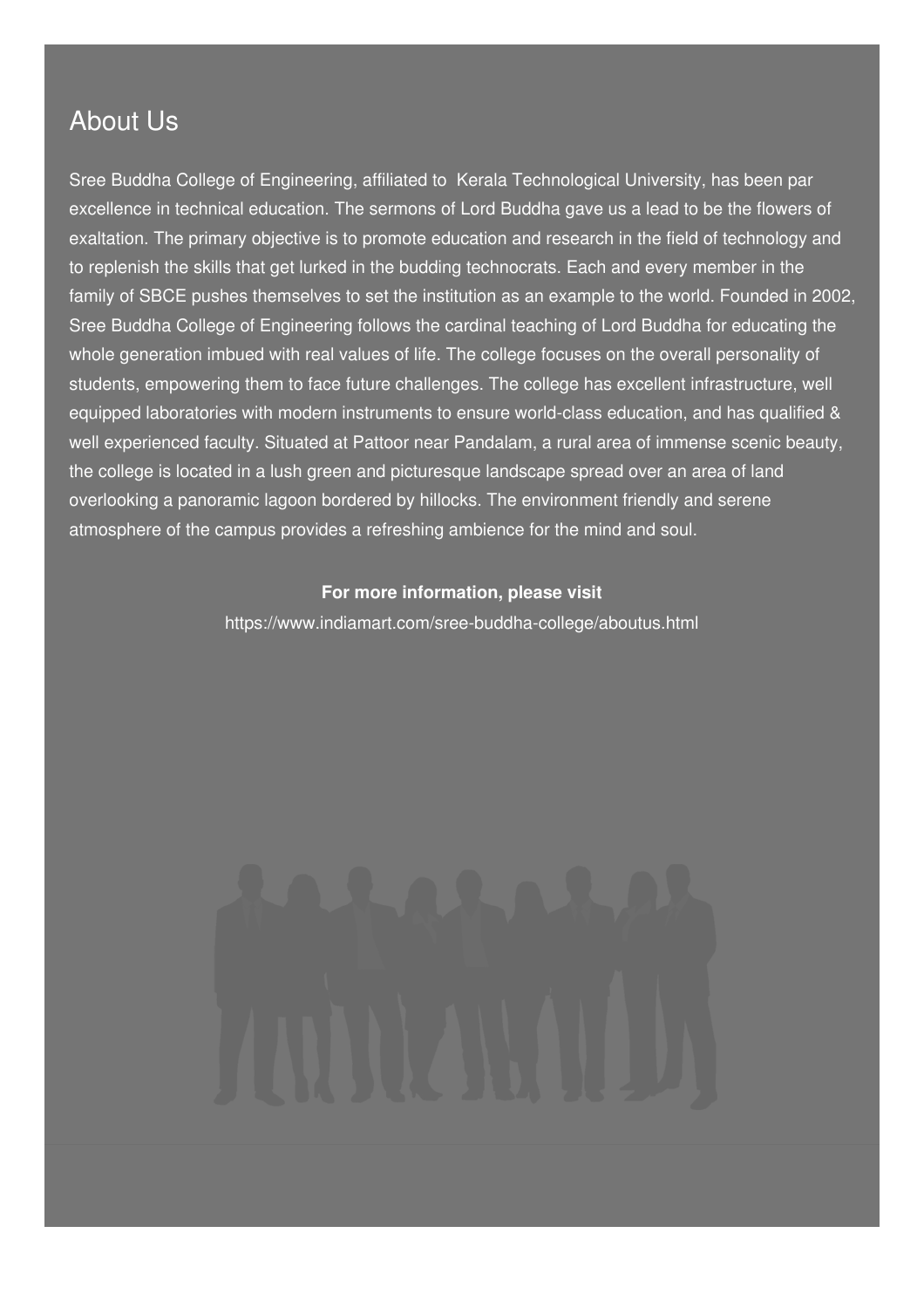## About Us

Sree Buddha College of Engineering, affiliated to  Kerala Technological University, has been par excellence in technical education. The sermons of Lord Buddha gave us a lead to be the flowers of exaltation. The primary objective is to promote education and research in the field of technology and to replenish the skills that get lurked in the budding technocrats. Each and every member in the family of SBCE pushes themselves to set the institution as an example to the world. Founded in 2002, Sree Buddha College of Engineering follows the cardinal teaching of Lord Buddha for educating the whole generation imbued with real values of life. The college focuses on the overall personality of students, empowering them to face future challenges. The college has excellent infrastructure, well equipped laboratories with modern instruments to ensure world-class education, and has qualified & well experienced faculty. Situated at Pattoor near Pandalam, a rural area of immense scenic beauty, the college is located in a lush green and picturesque landscape spread over an area of land overlooking a panoramic lagoon bordered by hillocks. The environment friendly and serene atmosphere of the campus provides a refreshing ambience for the mind and soul.

**For more information, please visit**

https://www.indiamart.com/sree-buddha-college/aboutus.html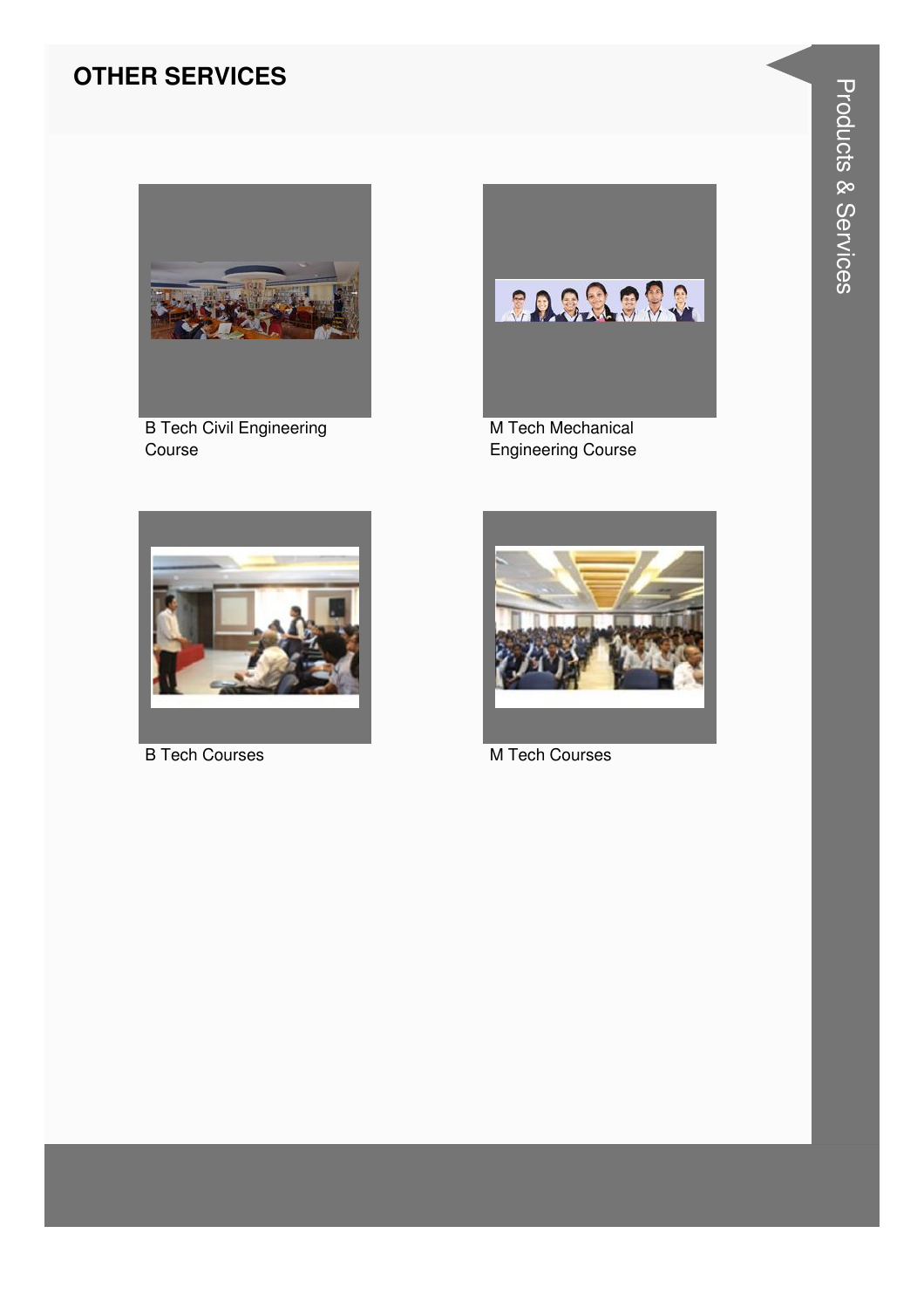## OTHER SERVICES

B Tech Civil Engineering Course

M Tech Mechanical Engineering Course

B Tech Courses

M Tech Courses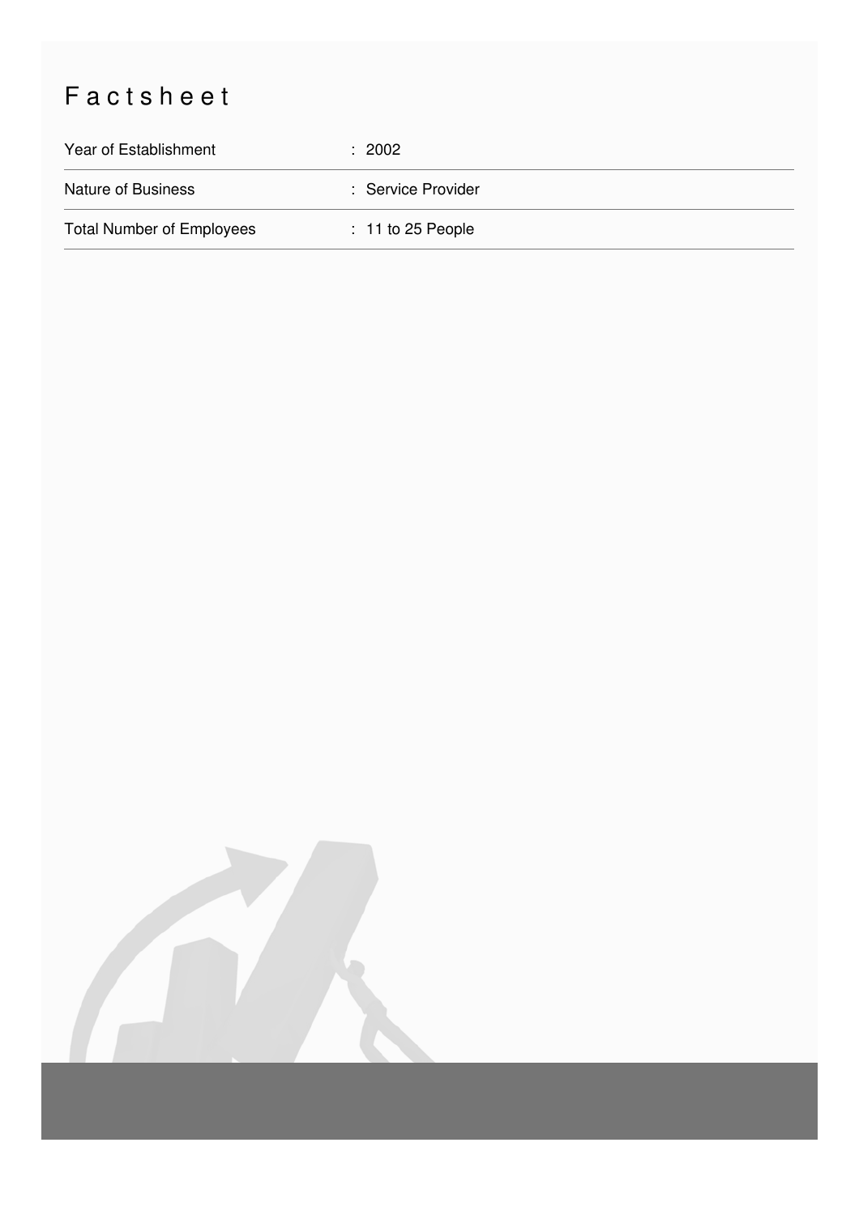# Factsheet

| | |
|---|---|
| Year of Establishment | : 2002 |
| Nature of Business | : Service Provider |
| Total Number of Employees | : 11 to 25 People |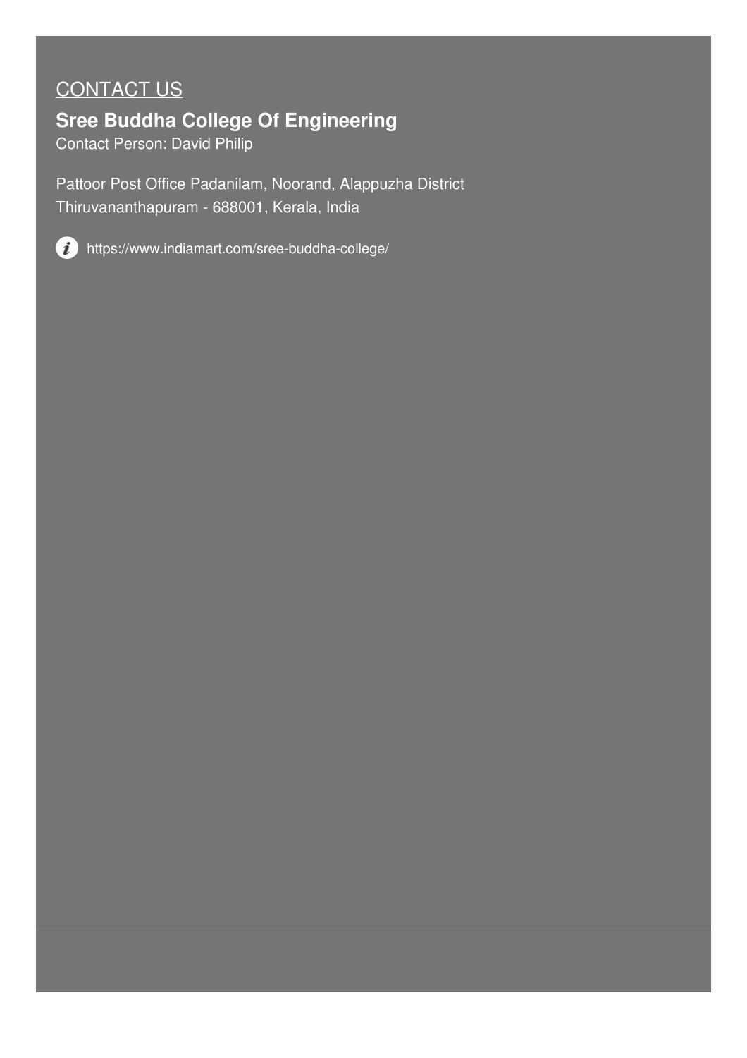## CONTACT US

### Sree Buddha College Of Engineering

Contact Person: David Philip

Pattoor Post Office Padanilam, Noorand, Alappuzha District
Thiruvananthapuram - 688001, Kerala, India

https://www.indiamart.com/sree-buddha-college/